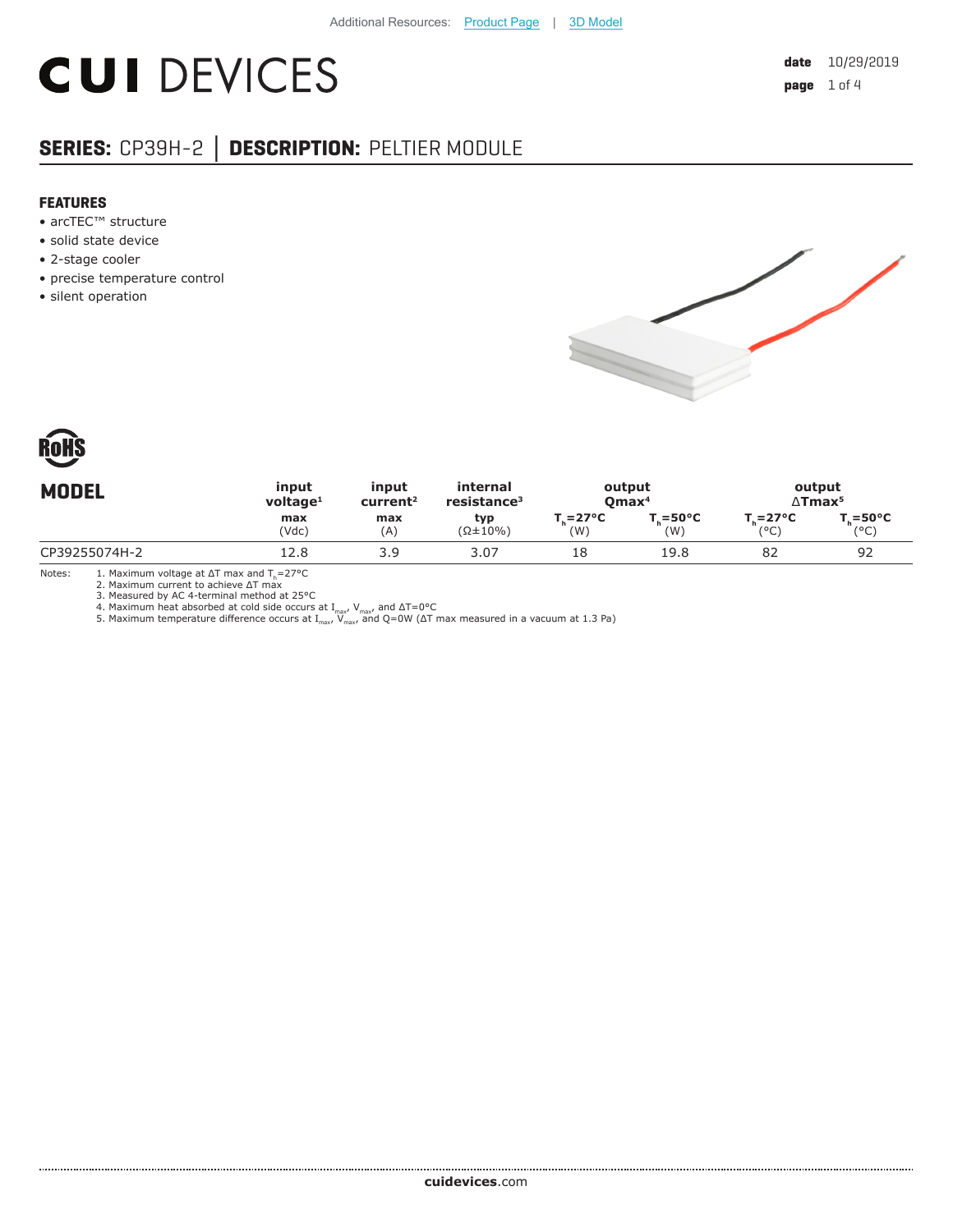Additional Resources: Product Page | 3D Model

# CUI DEVICES

**date** 10/29/2019

## SERIES: CP39H-2 │ DESCRIPTION: PELTIER MODULE

### FEATURES

- arcTEC™ structure
- solid state device
- 2-stage cooler
- precise temperature control
- silent operation

| MODEL | input voltage[1] | input current[2] | internal resistance[3] | output Qmax[4] | | output ΔTmax[5] | |
|---|---|---|---|---|---|---|---|
| | max (Vdc) | max (A) | typ (Ω±10%) | $T_h$=27°C (W) | $T_h$=50°C (W) | $T_h$=27°C (°C) | $T_h$=50°C (°C) |
| CP39255074H-2 | 12.8 | 3.9 | 3.07 | 18 | 19.8 | 82 | 92 |

Notes:
1. Maximum voltage at ΔT max and $T_h$=27°C
2. Maximum current to achieve ΔT max
3. Measured by AC 4-terminal method at 25°C
4. Maximum heat absorbed at cold side occurs at $I_{max}$, $V_{max}$, and ΔT=0°C
5. Maximum temperature difference occurs at $I_{max}$, $V_{max}$, and Q=0W (ΔT max measured in a vacuum at 1.3 Pa)

**cuidevices**.com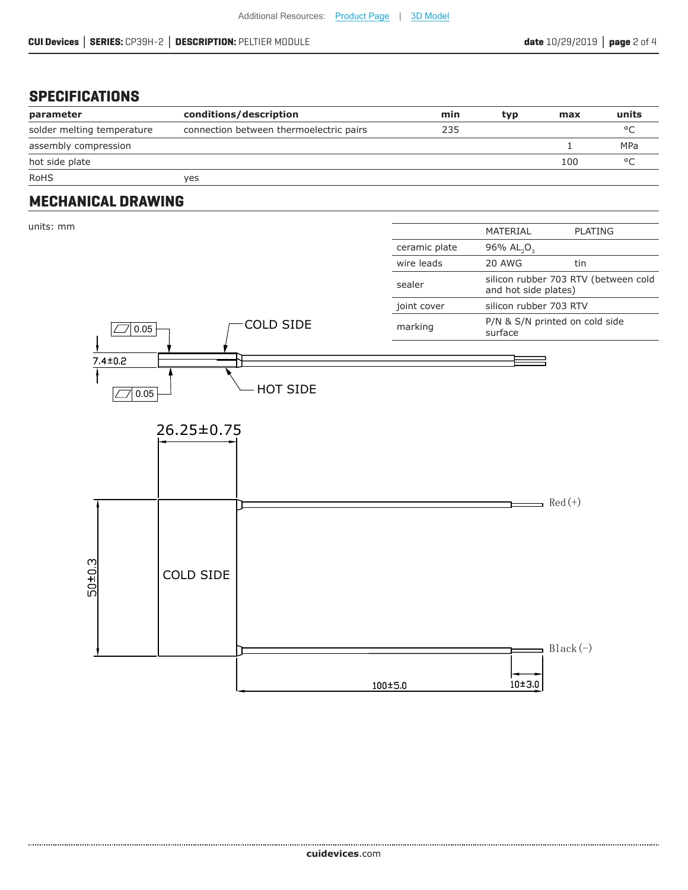## SPECIFICATIONS

| parameter | conditions/description | min | typ | max | units |
|---|---|---|---|---|---|
| solder melting temperature | connection between thermoelectric pairs | 235 | | | °C |
| assembly compression | | | | 1 | MPa |
| hot side plate | | | | 100 | °C |
| RoHS | yes | | | | |

## MECHANICAL DRAWING

units: mm

| | MATERIAL | PLATING |
|---|---|---|
| ceramic plate | 96% $AL_2O_3$ | |
| wire leads | 20 AWG | tin |
| sealer | silicon rubber 703 RTV (between cold and hot side plates) | |
| joint cover | silicon rubber 703 RTV | |
| marking | P/N & S/N printed on cold side surface | |

COLD SIDE

HOT SIDE

0.05

0.05

7.4±0.2

26.25±0.75

50±0.3

COLD SIDE

Red (+)

Black (−)

100±5.0

10±3.0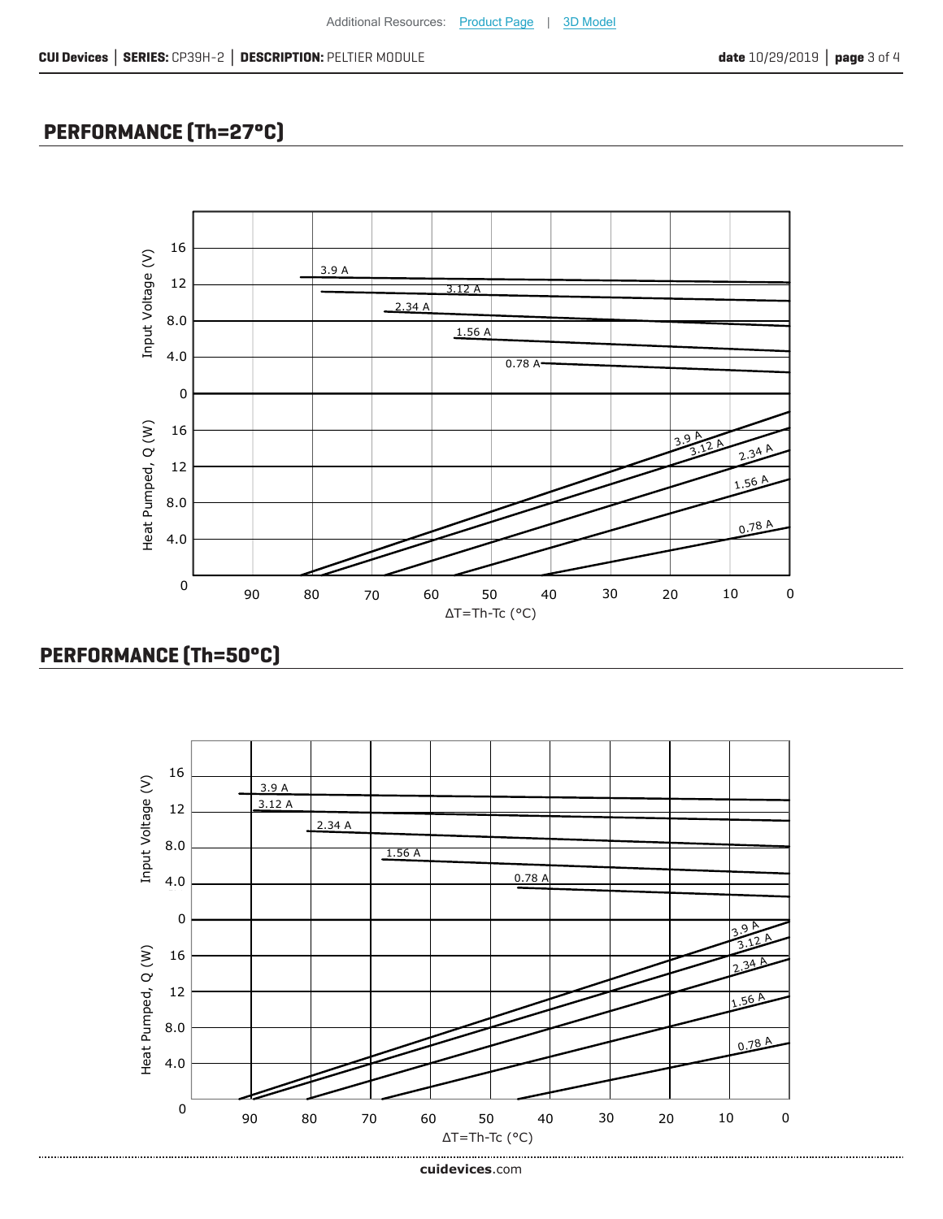## PERFORMANCE (Th=27°C)

Input Voltage (V): 16, 12, 8.0, 4.0, 0

3.9 A, 3.12 A, 2.34 A, 1.56 A, 0.78 A

Heat Pumped, Q (W): 16, 12, 8.0, 4.0, 0

3.9 A, 3.12 A, 2.34 A, 1.56 A, 0.78 A

90 80 70 60 50 40 30 20 10 0

ΔT=Th-Tc (°C)

## PERFORMANCE (Th=50°C)

Input Voltage (V): 16, 12, 8.0, 4.0, 0

3.9 A, 3.12 A, 2.34 A, 1.56 A, 0.78 A

Heat Pumped, Q (W): 16, 12, 8.0, 4.0, 0

3.9 A, 3.12 A, 2.34 A, 1.56 A, 0.78 A

90 80 70 60 50 40 30 20 10 0

ΔT=Th-Tc (°C)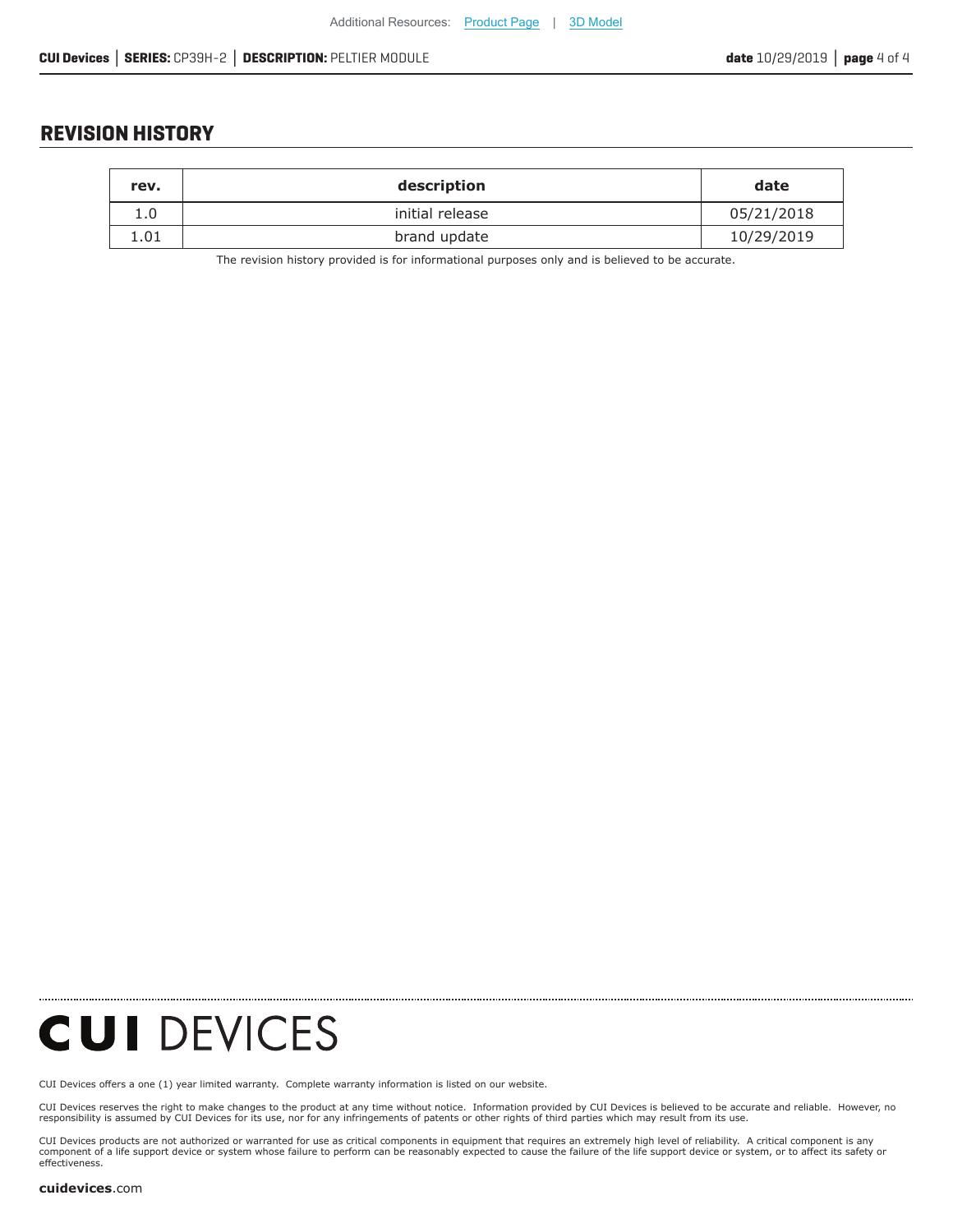## REVISION HISTORY

| rev. | description | date |
|---|---|---|
| 1.0 | initial release | 05/21/2018 |
| 1.01 | brand update | 10/29/2019 |

The revision history provided is for informational purposes only and is believed to be accurate.

**CUI** DEVICES

CUI Devices offers a one (1) year limited warranty. Complete warranty information is listed on our website.

CUI Devices reserves the right to make changes to the product at any time without notice. Information provided by CUI Devices is believed to be accurate and reliable. However, no responsibility is assumed by CUI Devices for its use, nor for any infringements of patents or other rights of third parties which may result from its use.

CUI Devices products are not authorized or warranted for use as critical components in equipment that requires an extremely high level of reliability. A critical component is any component of a life support device or system whose failure to perform can be reasonably expected to cause the failure of the life support device or system, or to affect its safety or effectiveness.

**cuidevices**.com